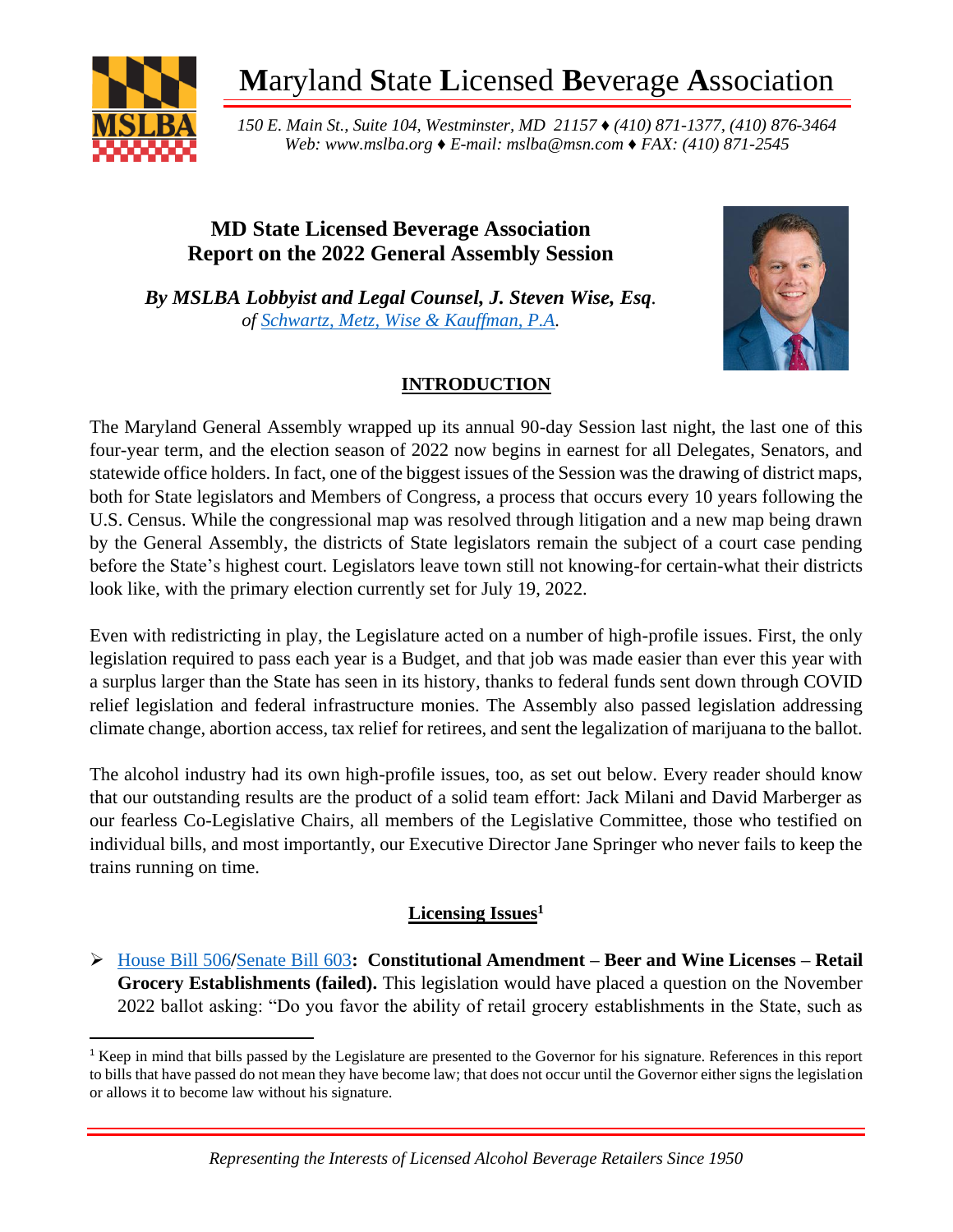# Maryland State Licensed Beverage Association

*150 E. Main St., Suite 104, Westminster, MD 21157 ♦ (410) 871-1377, (410) 876-3464*
*Web: www.mslba.org ♦ E-mail: mslba@msn.com ♦ FAX: (410) 871-2545*

## MD State Licensed Beverage Association Report on the 2022 General Assembly Session

***By MSLBA Lobbyist and Legal Counsel, J. Steven Wise, Esq.***
*of Schwartz, Metz, Wise & Kauffman, P.A.*

### INTRODUCTION

The Maryland General Assembly wrapped up its annual 90-day Session last night, the last one of this four-year term, and the election season of 2022 now begins in earnest for all Delegates, Senators, and statewide office holders. In fact, one of the biggest issues of the Session was the drawing of district maps, both for State legislators and Members of Congress, a process that occurs every 10 years following the U.S. Census. While the congressional map was resolved through litigation and a new map being drawn by the General Assembly, the districts of State legislators remain the subject of a court case pending before the State's highest court. Legislators leave town still not knowing-for certain-what their districts look like, with the primary election currently set for July 19, 2022.

Even with redistricting in play, the Legislature acted on a number of high-profile issues. First, the only legislation required to pass each year is a Budget, and that job was made easier than ever this year with a surplus larger than the State has seen in its history, thanks to federal funds sent down through COVID relief legislation and federal infrastructure monies. The Assembly also passed legislation addressing climate change, abortion access, tax relief for retirees, and sent the legalization of marijuana to the ballot.

The alcohol industry had its own high-profile issues, too, as set out below. Every reader should know that our outstanding results are the product of a solid team effort: Jack Milani and David Marberger as our fearless Co-Legislative Chairs, all members of the Legislative Committee, those who testified on individual bills, and most importantly, our Executive Director Jane Springer who never fails to keep the trains running on time.

### Licensing Issues[1]

- House Bill 506/Senate Bill 603**: Constitutional Amendment – Beer and Wine Licenses – Retail Grocery Establishments (failed).** This legislation would have placed a question on the November 2022 ballot asking: "Do you favor the ability of retail grocery establishments in the State, such as

[1] Keep in mind that bills passed by the Legislature are presented to the Governor for his signature. References in this report to bills that have passed do not mean they have become law; that does not occur until the Governor either signs the legislation or allows it to become law without his signature.

*Representing the Interests of Licensed Alcohol Beverage Retailers Since 1950*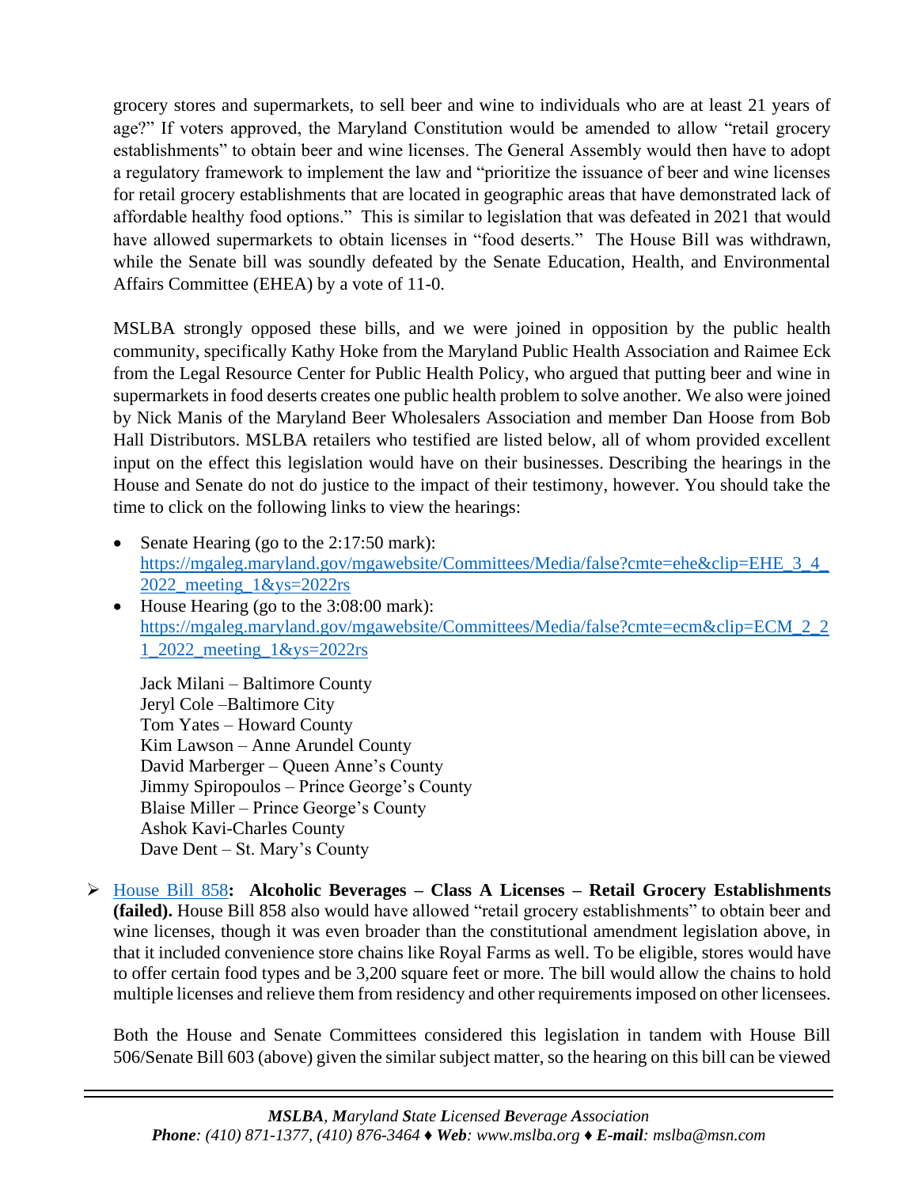grocery stores and supermarkets, to sell beer and wine to individuals who are at least 21 years of age?" If voters approved, the Maryland Constitution would be amended to allow "retail grocery establishments" to obtain beer and wine licenses. The General Assembly would then have to adopt a regulatory framework to implement the law and "prioritize the issuance of beer and wine licenses for retail grocery establishments that are located in geographic areas that have demonstrated lack of affordable healthy food options." This is similar to legislation that was defeated in 2021 that would have allowed supermarkets to obtain licenses in "food deserts." The House Bill was withdrawn, while the Senate bill was soundly defeated by the Senate Education, Health, and Environmental Affairs Committee (EHEA) by a vote of 11-0.

MSLBA strongly opposed these bills, and we were joined in opposition by the public health community, specifically Kathy Hoke from the Maryland Public Health Association and Raimee Eck from the Legal Resource Center for Public Health Policy, who argued that putting beer and wine in supermarkets in food deserts creates one public health problem to solve another. We also were joined by Nick Manis of the Maryland Beer Wholesalers Association and member Dan Hoose from Bob Hall Distributors. MSLBA retailers who testified are listed below, all of whom provided excellent input on the effect this legislation would have on their businesses. Describing the hearings in the House and Senate do not do justice to the impact of their testimony, however. You should take the time to click on the following links to view the hearings:

- Senate Hearing (go to the 2:17:50 mark): https://mgaleg.maryland.gov/mgawebsite/Committees/Media/false?cmte=ehe&clip=EHE_3_4_2022_meeting_1&ys=2022rs
- House Hearing (go to the 3:08:00 mark): https://mgaleg.maryland.gov/mgawebsite/Committees/Media/false?cmte=ecm&clip=ECM_2_21_2022_meeting_1&ys=2022rs

  Jack Milani – Baltimore County
  Jeryl Cole –Baltimore City
  Tom Yates – Howard County
  Kim Lawson – Anne Arundel County
  David Marberger – Queen Anne's County
  Jimmy Spiropoulos – Prince George's County
  Blaise Miller – Prince George's County
  Ashok Kavi-Charles County
  Dave Dent – St. Mary's County

➢ House Bill 858**: Alcoholic Beverages – Class A Licenses – Retail Grocery Establishments (failed).** House Bill 858 also would have allowed "retail grocery establishments" to obtain beer and wine licenses, though it was even broader than the constitutional amendment legislation above, in that it included convenience store chains like Royal Farms as well. To be eligible, stores would have to offer certain food types and be 3,200 square feet or more. The bill would allow the chains to hold multiple licenses and relieve them from residency and other requirements imposed on other licensees.

  Both the House and Senate Committees considered this legislation in tandem with House Bill 506/Senate Bill 603 (above) given the similar subject matter, so the hearing on this bill can be viewed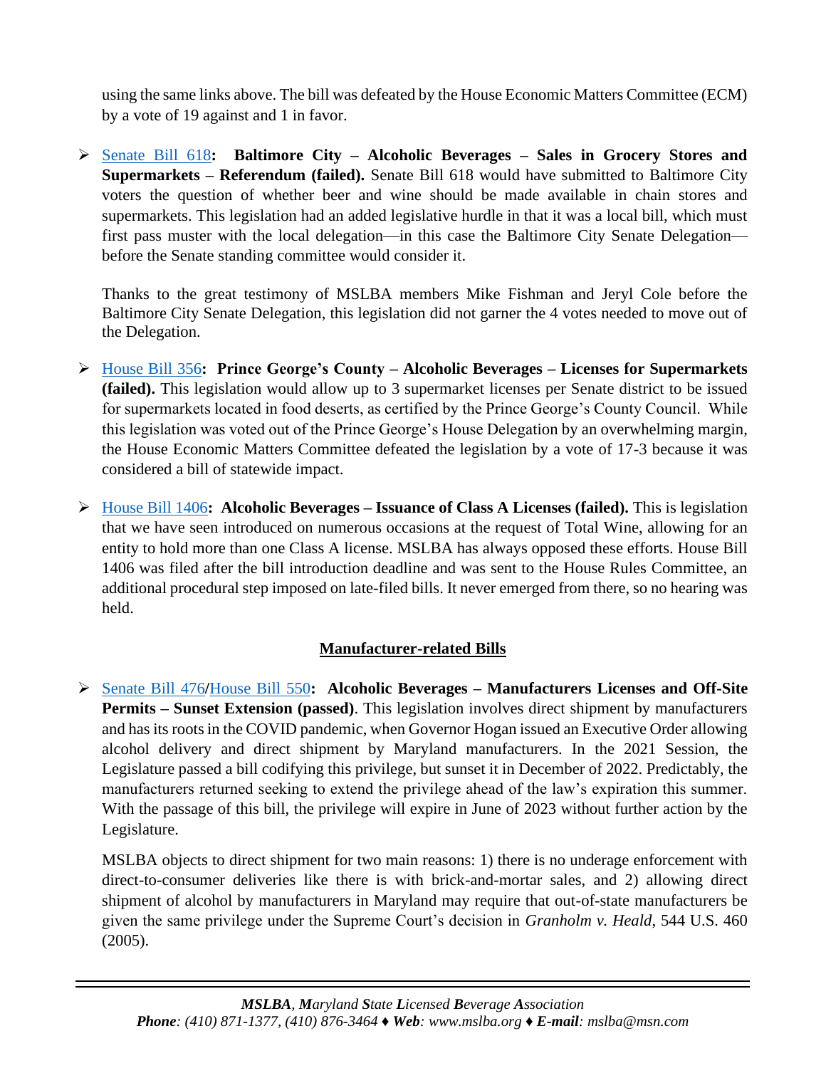using the same links above. The bill was defeated by the House Economic Matters Committee (ECM) by a vote of 19 against and 1 in favor.

- Senate Bill 618**: Baltimore City – Alcoholic Beverages – Sales in Grocery Stores and Supermarkets – Referendum (failed).** Senate Bill 618 would have submitted to Baltimore City voters the question of whether beer and wine should be made available in chain stores and supermarkets. This legislation had an added legislative hurdle in that it was a local bill, which must first pass muster with the local delegation—in this case the Baltimore City Senate Delegation—before the Senate standing committee would consider it.

  Thanks to the great testimony of MSLBA members Mike Fishman and Jeryl Cole before the Baltimore City Senate Delegation, this legislation did not garner the 4 votes needed to move out of the Delegation.

- House Bill 356**: Prince George's County – Alcoholic Beverages – Licenses for Supermarkets (failed).** This legislation would allow up to 3 supermarket licenses per Senate district to be issued for supermarkets located in food deserts, as certified by the Prince George's County Council. While this legislation was voted out of the Prince George's House Delegation by an overwhelming margin, the House Economic Matters Committee defeated the legislation by a vote of 17-3 because it was considered a bill of statewide impact.

- House Bill 1406**: Alcoholic Beverages – Issuance of Class A Licenses (failed).** This is legislation that we have seen introduced on numerous occasions at the request of Total Wine, allowing for an entity to hold more than one Class A license. MSLBA has always opposed these efforts. House Bill 1406 was filed after the bill introduction deadline and was sent to the House Rules Committee, an additional procedural step imposed on late-filed bills. It never emerged from there, so no hearing was held.

## Manufacturer-related Bills

- Senate Bill 476**/**House Bill 550**: Alcoholic Beverages – Manufacturers Licenses and Off-Site Permits – Sunset Extension (passed)**. This legislation involves direct shipment by manufacturers and has its roots in the COVID pandemic, when Governor Hogan issued an Executive Order allowing alcohol delivery and direct shipment by Maryland manufacturers. In the 2021 Session, the Legislature passed a bill codifying this privilege, but sunset it in December of 2022. Predictably, the manufacturers returned seeking to extend the privilege ahead of the law's expiration this summer. With the passage of this bill, the privilege will expire in June of 2023 without further action by the Legislature.

  MSLBA objects to direct shipment for two main reasons: 1) there is no underage enforcement with direct-to-consumer deliveries like there is with brick-and-mortar sales, and 2) allowing direct shipment of alcohol by manufacturers in Maryland may require that out-of-state manufacturers be given the same privilege under the Supreme Court's decision in *Granholm v. Heald*, 544 U.S. 460 (2005).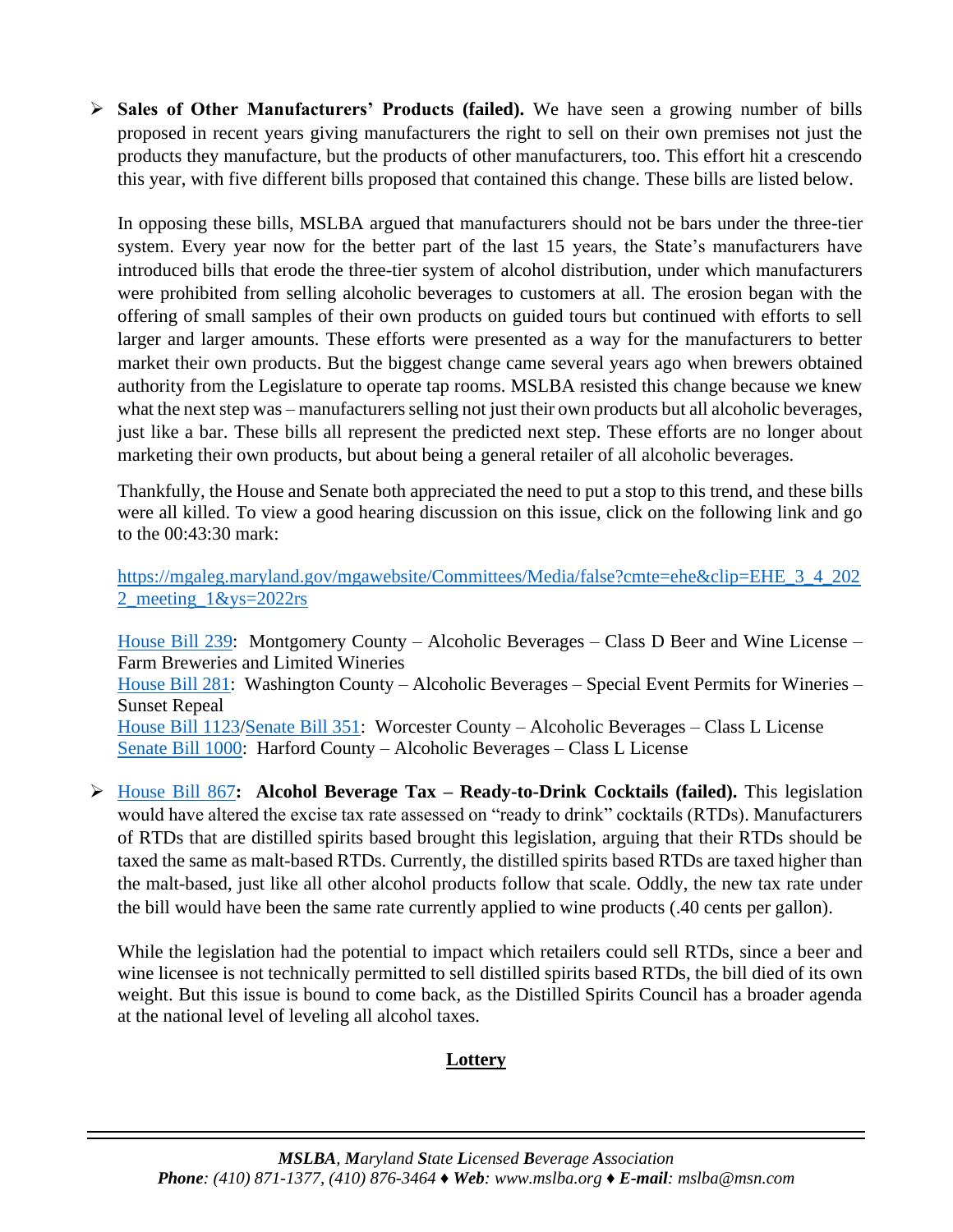- **Sales of Other Manufacturers' Products (failed).** We have seen a growing number of bills proposed in recent years giving manufacturers the right to sell on their own premises not just the products they manufacture, but the products of other manufacturers, too. This effort hit a crescendo this year, with five different bills proposed that contained this change. These bills are listed below.

  In opposing these bills, MSLBA argued that manufacturers should not be bars under the three-tier system. Every year now for the better part of the last 15 years, the State's manufacturers have introduced bills that erode the three-tier system of alcohol distribution, under which manufacturers were prohibited from selling alcoholic beverages to customers at all. The erosion began with the offering of small samples of their own products on guided tours but continued with efforts to sell larger and larger amounts. These efforts were presented as a way for the manufacturers to better market their own products. But the biggest change came several years ago when brewers obtained authority from the Legislature to operate tap rooms. MSLBA resisted this change because we knew what the next step was – manufacturers selling not just their own products but all alcoholic beverages, just like a bar. These bills all represent the predicted next step. These efforts are no longer about marketing their own products, but about being a general retailer of all alcoholic beverages.

  Thankfully, the House and Senate both appreciated the need to put a stop to this trend, and these bills were all killed. To view a good hearing discussion on this issue, click on the following link and go to the 00:43:30 mark:

  https://mgaleg.maryland.gov/mgawebsite/Committees/Media/false?cmte=ehe&clip=EHE_3_4_2022_meeting_1&ys=2022rs

  House Bill 239: Montgomery County – Alcoholic Beverages – Class D Beer and Wine License – Farm Breweries and Limited Wineries
  House Bill 281: Washington County – Alcoholic Beverages – Special Event Permits for Wineries – Sunset Repeal
  House Bill 1123/Senate Bill 351: Worcester County – Alcoholic Beverages – Class L License
  Senate Bill 1000: Harford County – Alcoholic Beverages – Class L License

- House Bill 867**: Alcohol Beverage Tax – Ready-to-Drink Cocktails (failed).** This legislation would have altered the excise tax rate assessed on "ready to drink" cocktails (RTDs). Manufacturers of RTDs that are distilled spirits based brought this legislation, arguing that their RTDs should be taxed the same as malt-based RTDs. Currently, the distilled spirits based RTDs are taxed higher than the malt-based, just like all other alcohol products follow that scale. Oddly, the new tax rate under the bill would have been the same rate currently applied to wine products (.40 cents per gallon).

  While the legislation had the potential to impact which retailers could sell RTDs, since a beer and wine licensee is not technically permitted to sell distilled spirits based RTDs, the bill died of its own weight. But this issue is bound to come back, as the Distilled Spirits Council has a broader agenda at the national level of leveling all alcohol taxes.

## Lottery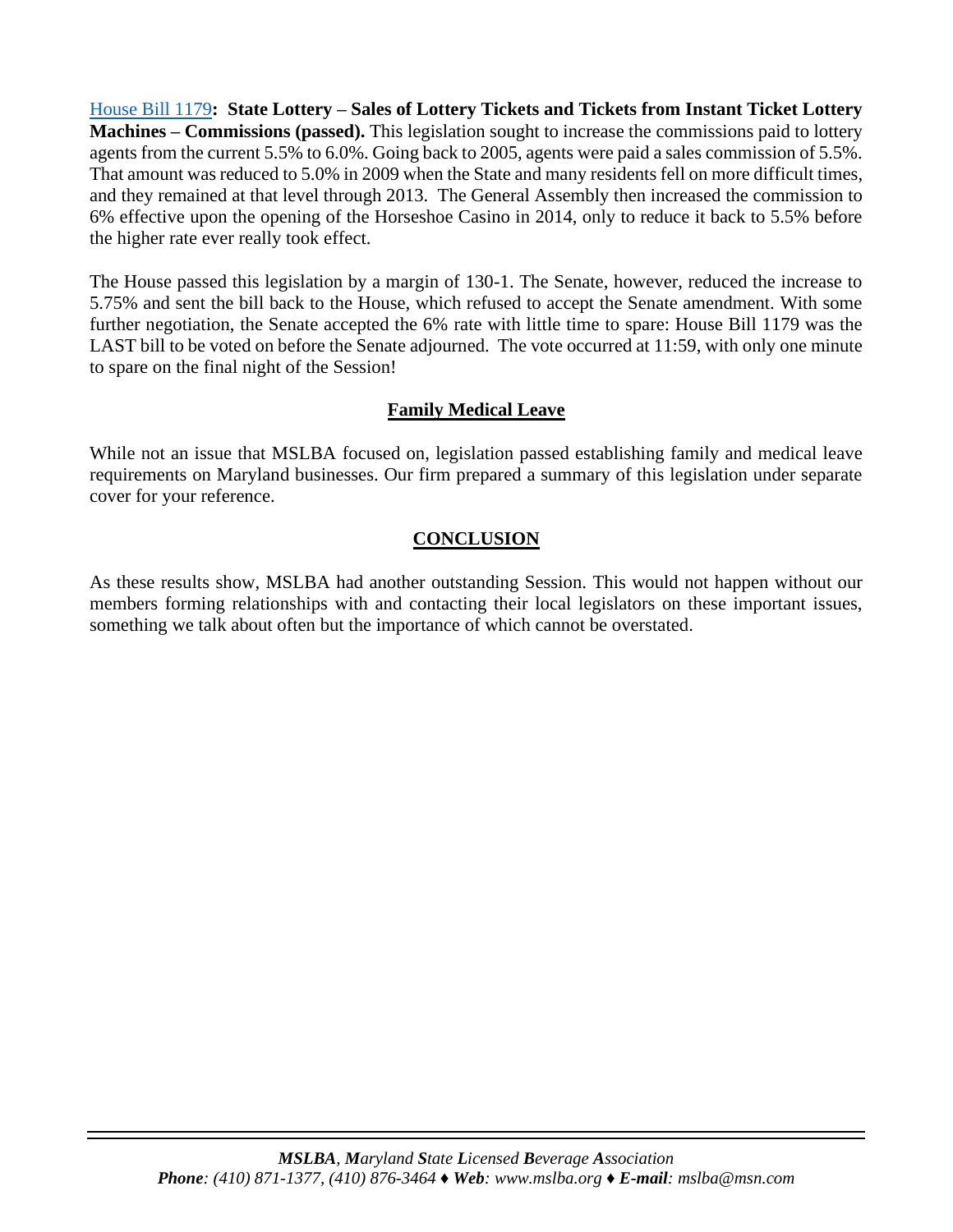House Bill 1179**: State Lottery – Sales of Lottery Tickets and Tickets from Instant Ticket Lottery Machines – Commissions (passed).** This legislation sought to increase the commissions paid to lottery agents from the current 5.5% to 6.0%. Going back to 2005, agents were paid a sales commission of 5.5%. That amount was reduced to 5.0% in 2009 when the State and many residents fell on more difficult times, and they remained at that level through 2013. The General Assembly then increased the commission to 6% effective upon the opening of the Horseshoe Casino in 2014, only to reduce it back to 5.5% before the higher rate ever really took effect.

The House passed this legislation by a margin of 130-1. The Senate, however, reduced the increase to 5.75% and sent the bill back to the House, which refused to accept the Senate amendment. With some further negotiation, the Senate accepted the 6% rate with little time to spare: House Bill 1179 was the LAST bill to be voted on before the Senate adjourned. The vote occurred at 11:59, with only one minute to spare on the final night of the Session!

## Family Medical Leave

While not an issue that MSLBA focused on, legislation passed establishing family and medical leave requirements on Maryland businesses. Our firm prepared a summary of this legislation under separate cover for your reference.

## CONCLUSION

As these results show, MSLBA had another outstanding Session. This would not happen without our members forming relationships with and contacting their local legislators on these important issues, something we talk about often but the importance of which cannot be overstated.